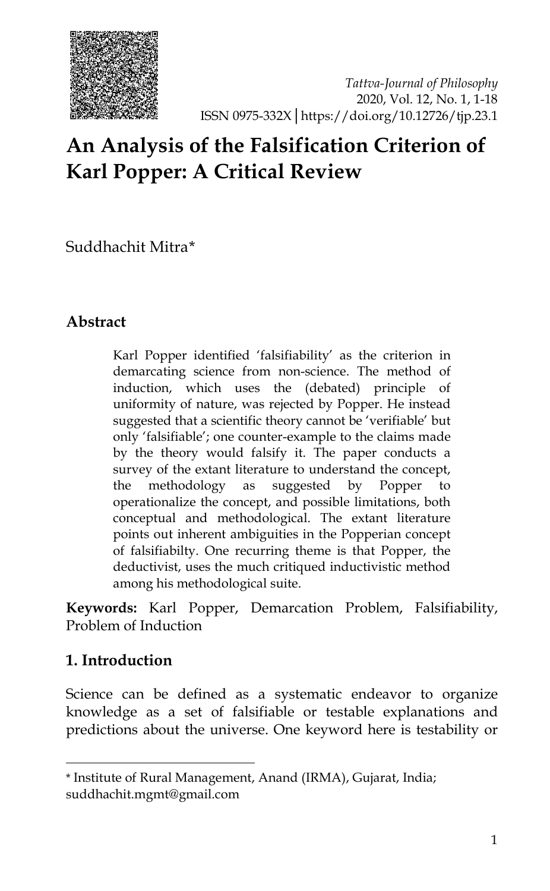# An Analysis of the Falsification Criterion of Karl Popper: A Critical Review

Suddhachit Mitra*

## Abstract

Karl Popper identified 'falsifiability' as the criterion in demarcating science from non-science. The method of induction, which uses the (debated) principle of uniformity of nature, was rejected by Popper. He instead suggested that a scientific theory cannot be 'verifiable' but only 'falsifiable'; one counter-example to the claims made by the theory would falsify it. The paper conducts a survey of the extant literature to understand the concept, the methodology as suggested by Popper to operationalize the concept, and possible limitations, both conceptual and methodological. The extant literature points out inherent ambiguities in the Popperian concept of falsifiabilty. One recurring theme is that Popper, the deductivist, uses the much critiqued inductivistic method among his methodological suite.

**Keywords:** Karl Popper, Demarcation Problem, Falsifiability, Problem of Induction

## 1. Introduction

Science can be defined as a systematic endeavor to organize knowledge as a set of falsifiable or testable explanations and predictions about the universe. One keyword here is testability or

---

* Institute of Rural Management, Anand (IRMA), Gujarat, India; suddhachit.mgmt@gmail.com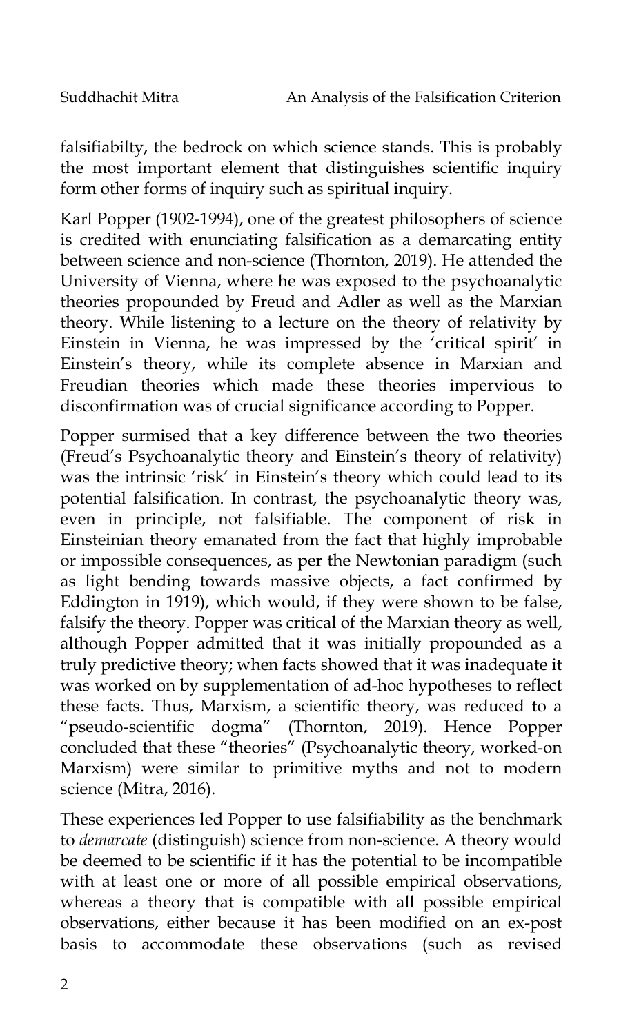falsifiabilty, the bedrock on which science stands. This is probably the most important element that distinguishes scientific inquiry form other forms of inquiry such as spiritual inquiry.

Karl Popper (1902-1994), one of the greatest philosophers of science is credited with enunciating falsification as a demarcating entity between science and non-science (Thornton, 2019). He attended the University of Vienna, where he was exposed to the psychoanalytic theories propounded by Freud and Adler as well as the Marxian theory. While listening to a lecture on the theory of relativity by Einstein in Vienna, he was impressed by the 'critical spirit' in Einstein's theory, while its complete absence in Marxian and Freudian theories which made these theories impervious to disconfirmation was of crucial significance according to Popper.

Popper surmised that a key difference between the two theories (Freud's Psychoanalytic theory and Einstein's theory of relativity) was the intrinsic 'risk' in Einstein's theory which could lead to its potential falsification. In contrast, the psychoanalytic theory was, even in principle, not falsifiable. The component of risk in Einsteinian theory emanated from the fact that highly improbable or impossible consequences, as per the Newtonian paradigm (such as light bending towards massive objects, a fact confirmed by Eddington in 1919), which would, if they were shown to be false, falsify the theory. Popper was critical of the Marxian theory as well, although Popper admitted that it was initially propounded as a truly predictive theory; when facts showed that it was inadequate it was worked on by supplementation of ad-hoc hypotheses to reflect these facts. Thus, Marxism, a scientific theory, was reduced to a "pseudo-scientific dogma" (Thornton, 2019). Hence Popper concluded that these "theories" (Psychoanalytic theory, worked-on Marxism) were similar to primitive myths and not to modern science (Mitra, 2016).

These experiences led Popper to use falsifiability as the benchmark to *demarcate* (distinguish) science from non-science. A theory would be deemed to be scientific if it has the potential to be incompatible with at least one or more of all possible empirical observations, whereas a theory that is compatible with all possible empirical observations, either because it has been modified on an ex-post basis to accommodate these observations (such as revised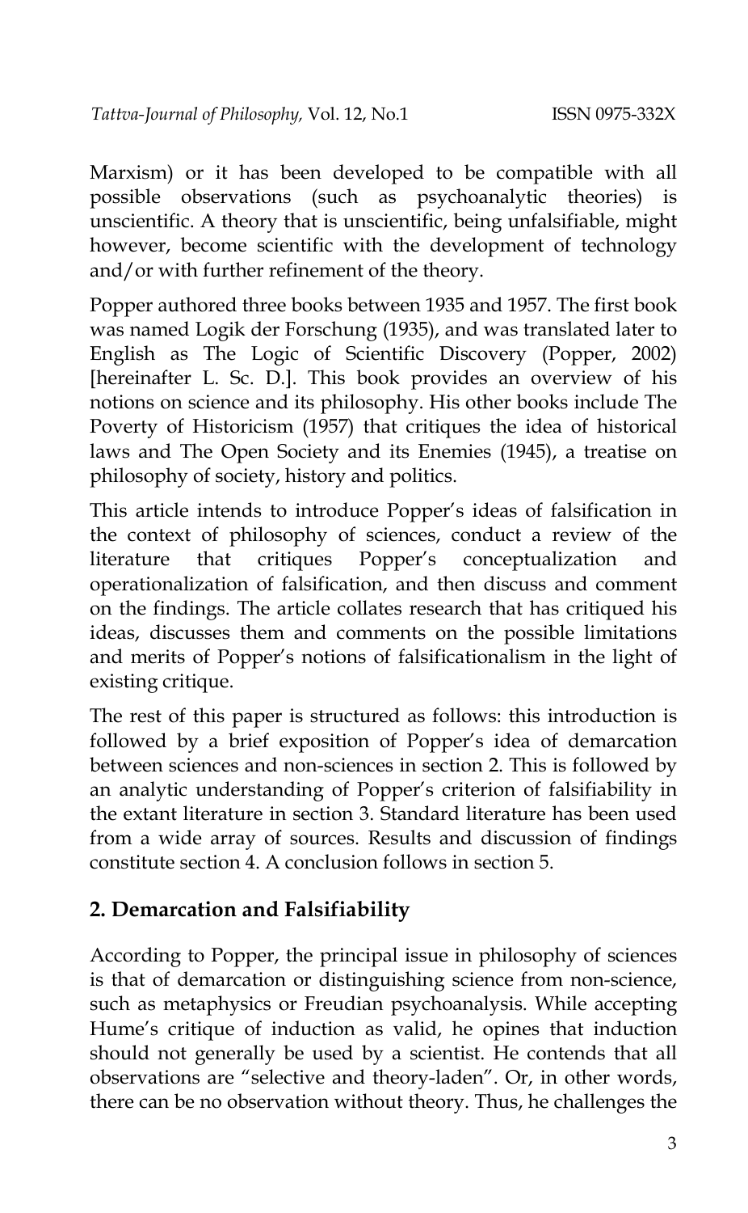Marxism) or it has been developed to be compatible with all possible observations (such as psychoanalytic theories) is unscientific. A theory that is unscientific, being unfalsifiable, might however, become scientific with the development of technology and/or with further refinement of the theory.

Popper authored three books between 1935 and 1957. The first book was named Logik der Forschung (1935), and was translated later to English as The Logic of Scientific Discovery (Popper, 2002) [hereinafter L. Sc. D.]. This book provides an overview of his notions on science and its philosophy. His other books include The Poverty of Historicism (1957) that critiques the idea of historical laws and The Open Society and its Enemies (1945), a treatise on philosophy of society, history and politics.

This article intends to introduce Popper's ideas of falsification in the context of philosophy of sciences, conduct a review of the literature that critiques Popper's conceptualization and operationalization of falsification, and then discuss and comment on the findings. The article collates research that has critiqued his ideas, discusses them and comments on the possible limitations and merits of Popper's notions of falsificationalism in the light of existing critique.

The rest of this paper is structured as follows: this introduction is followed by a brief exposition of Popper's idea of demarcation between sciences and non-sciences in section 2. This is followed by an analytic understanding of Popper's criterion of falsifiability in the extant literature in section 3. Standard literature has been used from a wide array of sources. Results and discussion of findings constitute section 4. A conclusion follows in section 5.

## 2. Demarcation and Falsifiability

According to Popper, the principal issue in philosophy of sciences is that of demarcation or distinguishing science from non-science, such as metaphysics or Freudian psychoanalysis. While accepting Hume's critique of induction as valid, he opines that induction should not generally be used by a scientist. He contends that all observations are "selective and theory-laden". Or, in other words, there can be no observation without theory. Thus, he challenges the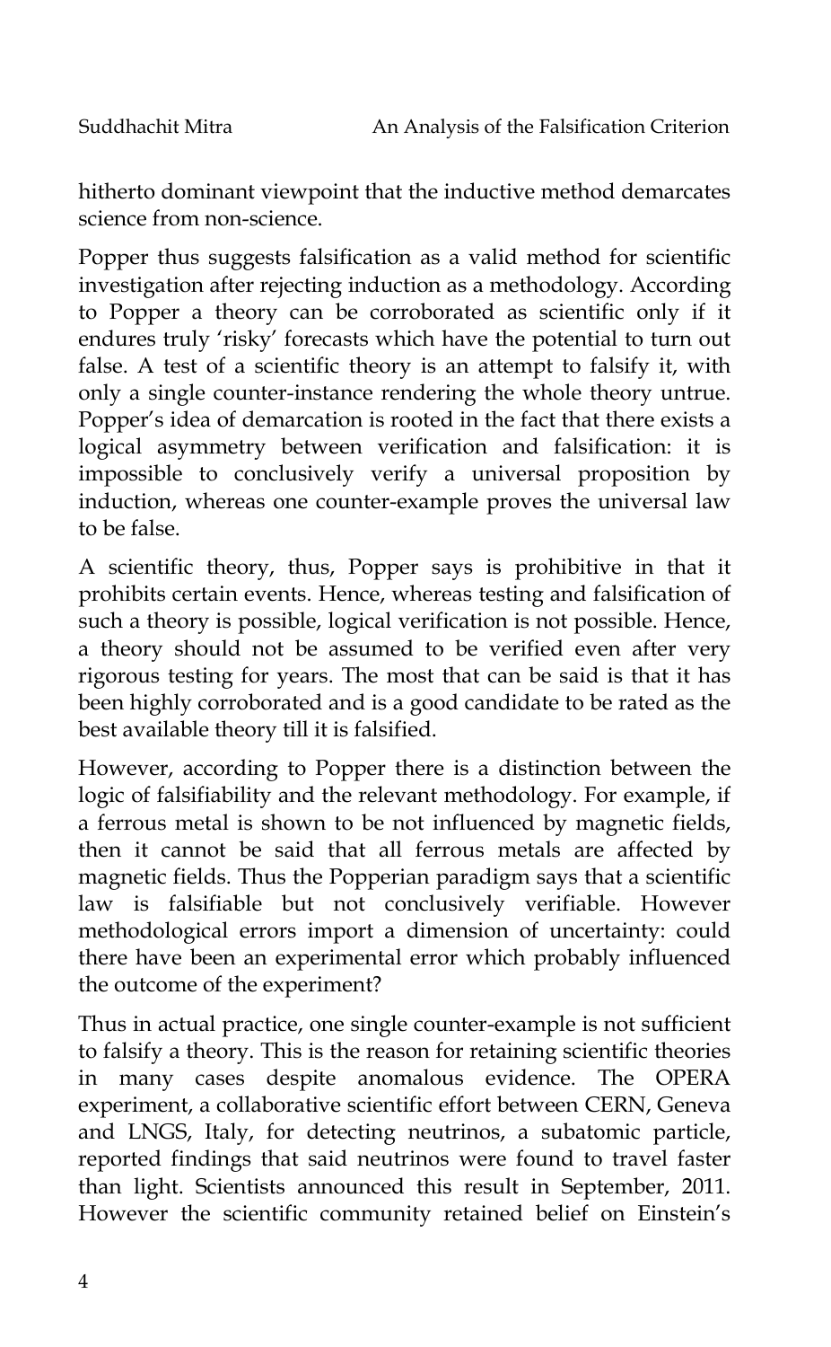hitherto dominant viewpoint that the inductive method demarcates science from non-science.

Popper thus suggests falsification as a valid method for scientific investigation after rejecting induction as a methodology. According to Popper a theory can be corroborated as scientific only if it endures truly 'risky' forecasts which have the potential to turn out false. A test of a scientific theory is an attempt to falsify it, with only a single counter-instance rendering the whole theory untrue. Popper's idea of demarcation is rooted in the fact that there exists a logical asymmetry between verification and falsification: it is impossible to conclusively verify a universal proposition by induction, whereas one counter-example proves the universal law to be false.

A scientific theory, thus, Popper says is prohibitive in that it prohibits certain events. Hence, whereas testing and falsification of such a theory is possible, logical verification is not possible. Hence, a theory should not be assumed to be verified even after very rigorous testing for years. The most that can be said is that it has been highly corroborated and is a good candidate to be rated as the best available theory till it is falsified.

However, according to Popper there is a distinction between the logic of falsifiability and the relevant methodology. For example, if a ferrous metal is shown to be not influenced by magnetic fields, then it cannot be said that all ferrous metals are affected by magnetic fields. Thus the Popperian paradigm says that a scientific law is falsifiable but not conclusively verifiable. However methodological errors import a dimension of uncertainty: could there have been an experimental error which probably influenced the outcome of the experiment?

Thus in actual practice, one single counter-example is not sufficient to falsify a theory. This is the reason for retaining scientific theories in many cases despite anomalous evidence. The OPERA experiment, a collaborative scientific effort between CERN, Geneva and LNGS, Italy, for detecting neutrinos, a subatomic particle, reported findings that said neutrinos were found to travel faster than light. Scientists announced this result in September, 2011. However the scientific community retained belief on Einstein's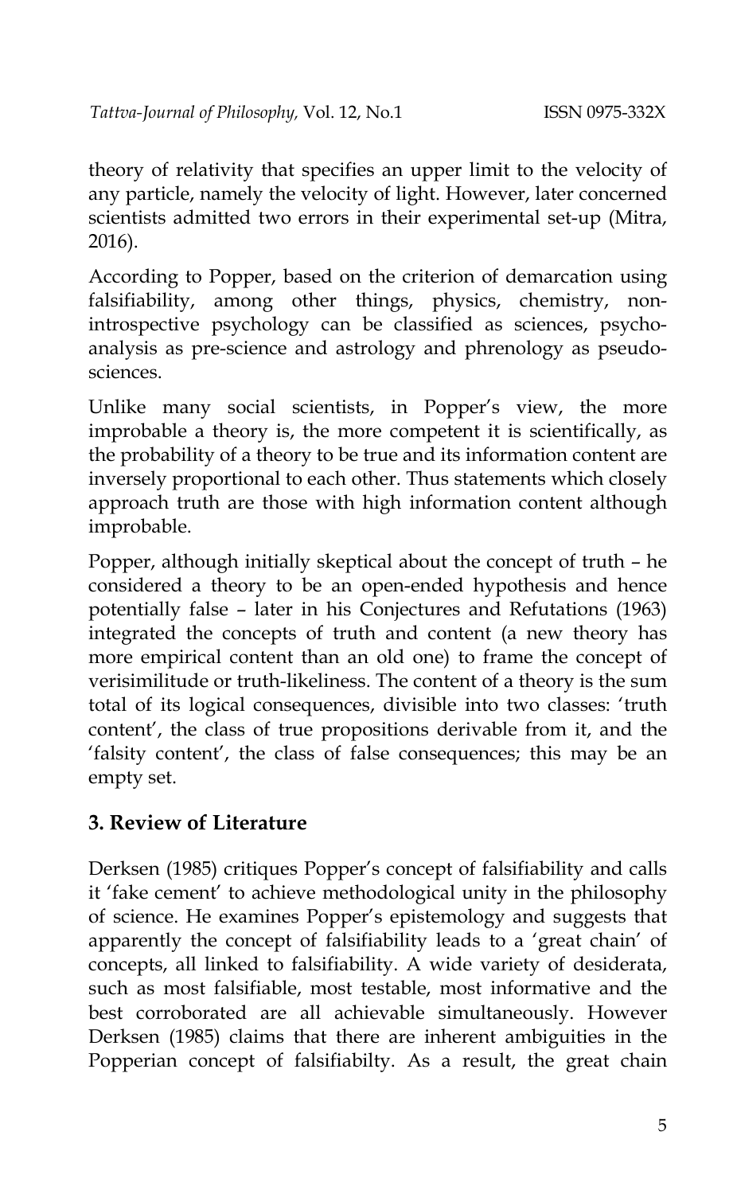theory of relativity that specifies an upper limit to the velocity of any particle, namely the velocity of light. However, later concerned scientists admitted two errors in their experimental set-up (Mitra, 2016).

According to Popper, based on the criterion of demarcation using falsifiability, among other things, physics, chemistry, non-introspective psychology can be classified as sciences, psycho-analysis as pre-science and astrology and phrenology as pseudo-sciences.

Unlike many social scientists, in Popper's view, the more improbable a theory is, the more competent it is scientifically, as the probability of a theory to be true and its information content are inversely proportional to each other. Thus statements which closely approach truth are those with high information content although improbable.

Popper, although initially skeptical about the concept of truth – he considered a theory to be an open-ended hypothesis and hence potentially false – later in his Conjectures and Refutations (1963) integrated the concepts of truth and content (a new theory has more empirical content than an old one) to frame the concept of verisimilitude or truth-likeliness. The content of a theory is the sum total of its logical consequences, divisible into two classes: 'truth content', the class of true propositions derivable from it, and the 'falsity content', the class of false consequences; this may be an empty set.

## 3. Review of Literature

Derksen (1985) critiques Popper's concept of falsifiability and calls it 'fake cement' to achieve methodological unity in the philosophy of science. He examines Popper's epistemology and suggests that apparently the concept of falsifiability leads to a 'great chain' of concepts, all linked to falsifiability. A wide variety of desiderata, such as most falsifiable, most testable, most informative and the best corroborated are all achievable simultaneously. However Derksen (1985) claims that there are inherent ambiguities in the Popperian concept of falsifiabilty. As a result, the great chain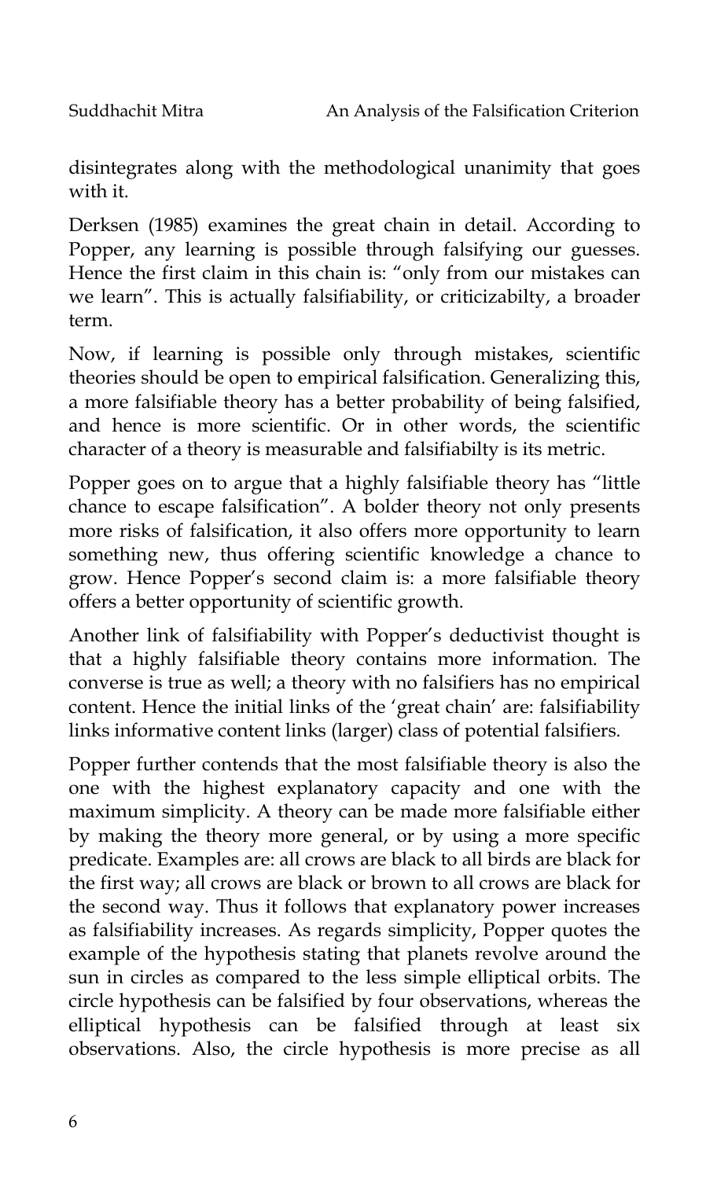disintegrates along with the methodological unanimity that goes with it.

Derksen (1985) examines the great chain in detail. According to Popper, any learning is possible through falsifying our guesses. Hence the first claim in this chain is: "only from our mistakes can we learn". This is actually falsifiability, or criticizabilty, a broader term.

Now, if learning is possible only through mistakes, scientific theories should be open to empirical falsification. Generalizing this, a more falsifiable theory has a better probability of being falsified, and hence is more scientific. Or in other words, the scientific character of a theory is measurable and falsifiabilty is its metric.

Popper goes on to argue that a highly falsifiable theory has "little chance to escape falsification". A bolder theory not only presents more risks of falsification, it also offers more opportunity to learn something new, thus offering scientific knowledge a chance to grow. Hence Popper's second claim is: a more falsifiable theory offers a better opportunity of scientific growth.

Another link of falsifiability with Popper's deductivist thought is that a highly falsifiable theory contains more information. The converse is true as well; a theory with no falsifiers has no empirical content. Hence the initial links of the 'great chain' are: falsifiability links informative content links (larger) class of potential falsifiers.

Popper further contends that the most falsifiable theory is also the one with the highest explanatory capacity and one with the maximum simplicity. A theory can be made more falsifiable either by making the theory more general, or by using a more specific predicate. Examples are: all crows are black to all birds are black for the first way; all crows are black or brown to all crows are black for the second way. Thus it follows that explanatory power increases as falsifiability increases. As regards simplicity, Popper quotes the example of the hypothesis stating that planets revolve around the sun in circles as compared to the less simple elliptical orbits. The circle hypothesis can be falsified by four observations, whereas the elliptical hypothesis can be falsified through at least six observations. Also, the circle hypothesis is more precise as all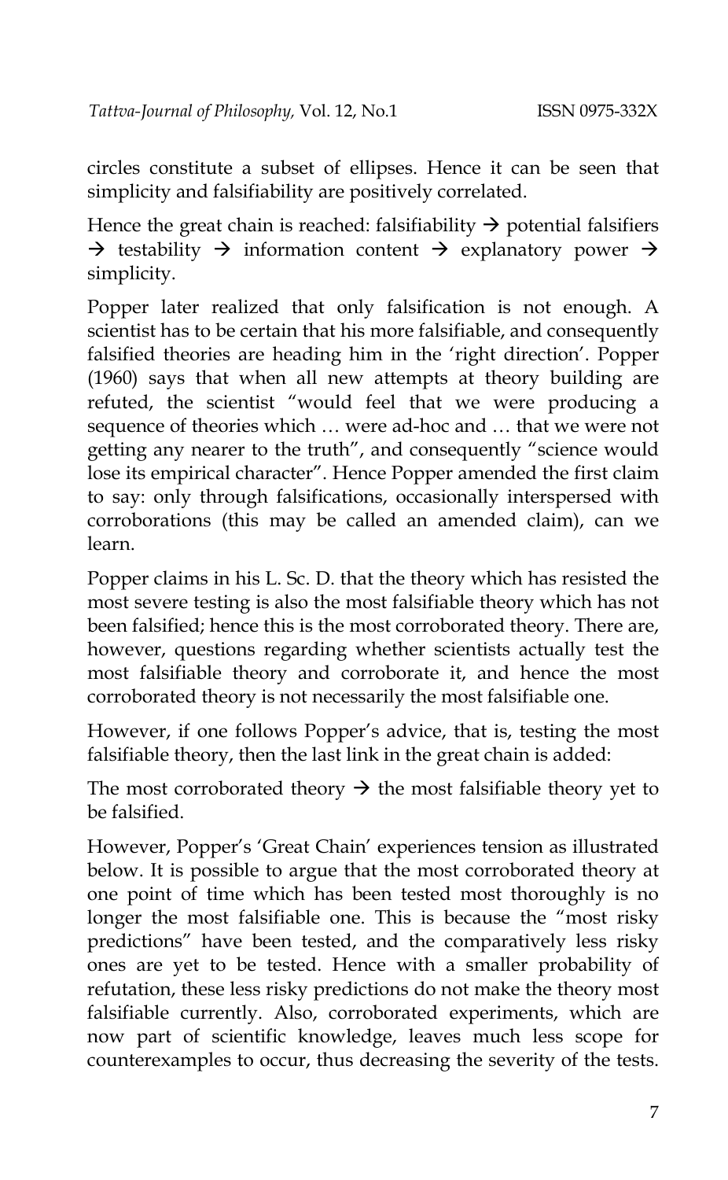circles constitute a subset of ellipses. Hence it can be seen that simplicity and falsifiability are positively correlated.

Hence the great chain is reached: falsifiability → potential falsifiers → testability → information content → explanatory power → simplicity.

Popper later realized that only falsification is not enough. A scientist has to be certain that his more falsifiable, and consequently falsified theories are heading him in the 'right direction'. Popper (1960) says that when all new attempts at theory building are refuted, the scientist "would feel that we were producing a sequence of theories which … were ad-hoc and … that we were not getting any nearer to the truth", and consequently "science would lose its empirical character". Hence Popper amended the first claim to say: only through falsifications, occasionally interspersed with corroborations (this may be called an amended claim), can we learn.

Popper claims in his L. Sc. D. that the theory which has resisted the most severe testing is also the most falsifiable theory which has not been falsified; hence this is the most corroborated theory. There are, however, questions regarding whether scientists actually test the most falsifiable theory and corroborate it, and hence the most corroborated theory is not necessarily the most falsifiable one.

However, if one follows Popper's advice, that is, testing the most falsifiable theory, then the last link in the great chain is added:

The most corroborated theory → the most falsifiable theory yet to be falsified.

However, Popper's 'Great Chain' experiences tension as illustrated below. It is possible to argue that the most corroborated theory at one point of time which has been tested most thoroughly is no longer the most falsifiable one. This is because the "most risky predictions" have been tested, and the comparatively less risky ones are yet to be tested. Hence with a smaller probability of refutation, these less risky predictions do not make the theory most falsifiable currently. Also, corroborated experiments, which are now part of scientific knowledge, leaves much less scope for counterexamples to occur, thus decreasing the severity of the tests.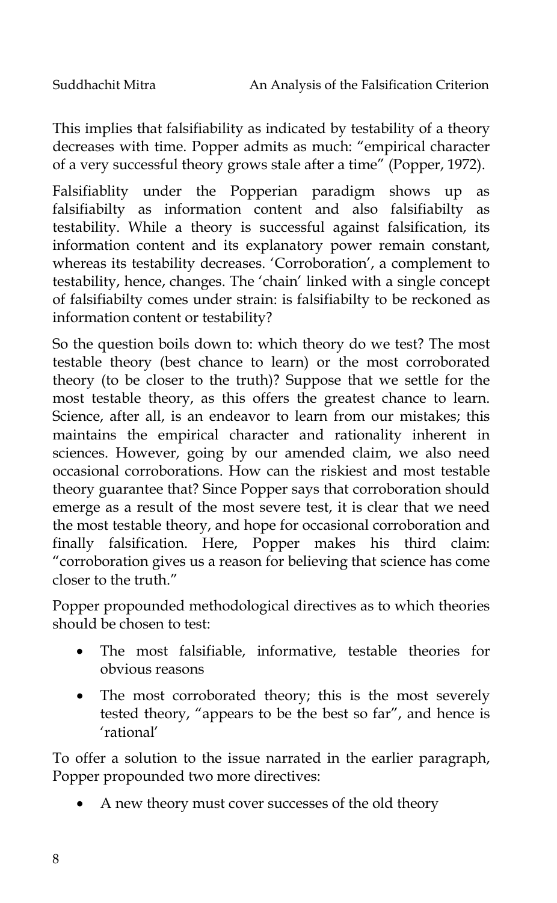This implies that falsifiability as indicated by testability of a theory decreases with time. Popper admits as much: "empirical character of a very successful theory grows stale after a time" (Popper, 1972).

Falsifiablity under the Popperian paradigm shows up as falsifiabilty as information content and also falsifiabilty as testability. While a theory is successful against falsification, its information content and its explanatory power remain constant, whereas its testability decreases. 'Corroboration', a complement to testability, hence, changes. The 'chain' linked with a single concept of falsifiabilty comes under strain: is falsifiabilty to be reckoned as information content or testability?

So the question boils down to: which theory do we test? The most testable theory (best chance to learn) or the most corroborated theory (to be closer to the truth)? Suppose that we settle for the most testable theory, as this offers the greatest chance to learn. Science, after all, is an endeavor to learn from our mistakes; this maintains the empirical character and rationality inherent in sciences. However, going by our amended claim, we also need occasional corroborations. How can the riskiest and most testable theory guarantee that? Since Popper says that corroboration should emerge as a result of the most severe test, it is clear that we need the most testable theory, and hope for occasional corroboration and finally falsification. Here, Popper makes his third claim: "corroboration gives us a reason for believing that science has come closer to the truth."

Popper propounded methodological directives as to which theories should be chosen to test:

- The most falsifiable, informative, testable theories for obvious reasons
- The most corroborated theory; this is the most severely tested theory, "appears to be the best so far", and hence is 'rational'

To offer a solution to the issue narrated in the earlier paragraph, Popper propounded two more directives:

- A new theory must cover successes of the old theory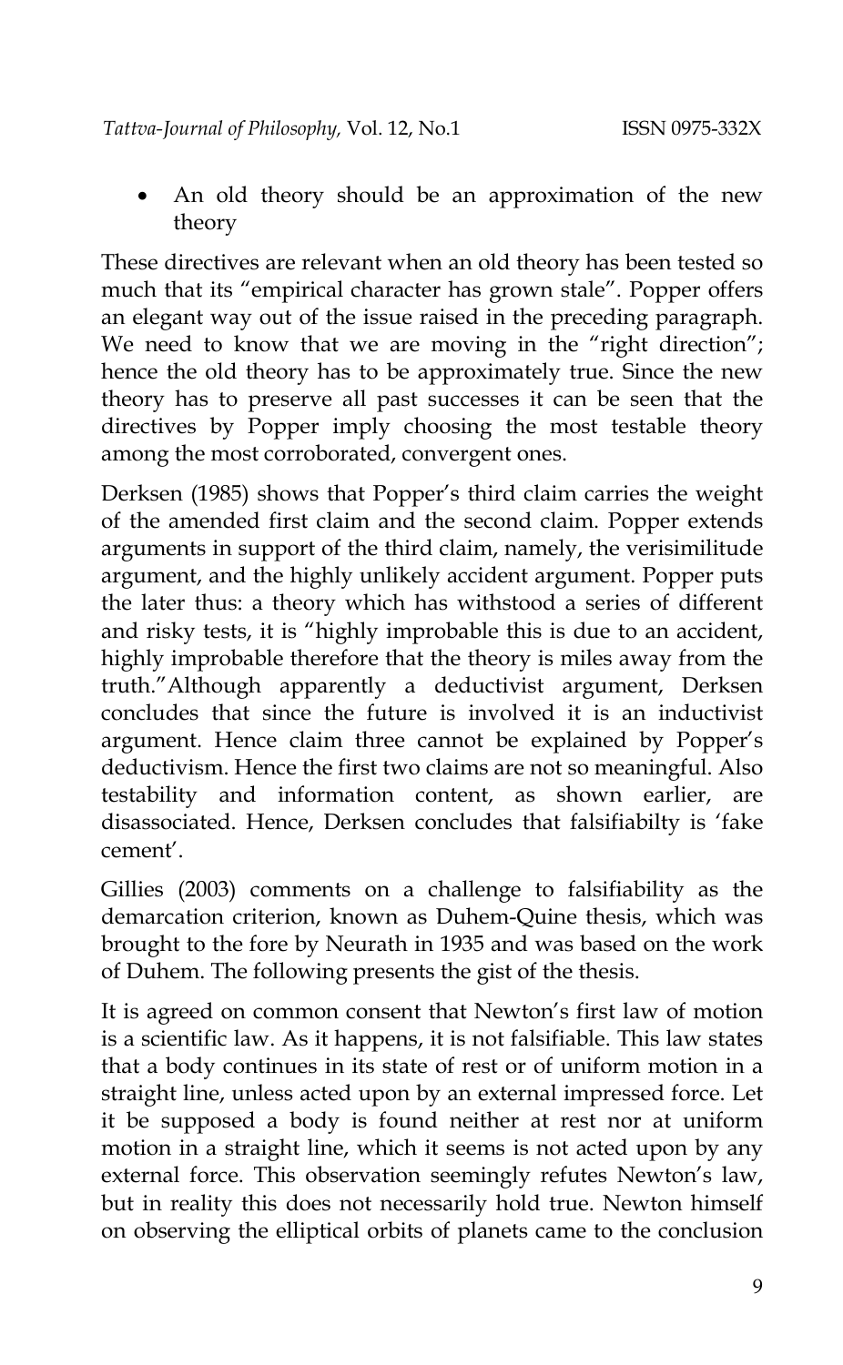- An old theory should be an approximation of the new theory

These directives are relevant when an old theory has been tested so much that its "empirical character has grown stale". Popper offers an elegant way out of the issue raised in the preceding paragraph. We need to know that we are moving in the "right direction"; hence the old theory has to be approximately true. Since the new theory has to preserve all past successes it can be seen that the directives by Popper imply choosing the most testable theory among the most corroborated, convergent ones.

Derksen (1985) shows that Popper's third claim carries the weight of the amended first claim and the second claim. Popper extends arguments in support of the third claim, namely, the verisimilitude argument, and the highly unlikely accident argument. Popper puts the later thus: a theory which has withstood a series of different and risky tests, it is "highly improbable this is due to an accident, highly improbable therefore that the theory is miles away from the truth."Although apparently a deductivist argument, Derksen concludes that since the future is involved it is an inductivist argument. Hence claim three cannot be explained by Popper's deductivism. Hence the first two claims are not so meaningful. Also testability and information content, as shown earlier, are disassociated. Hence, Derksen concludes that falsifiabilty is 'fake cement'.

Gillies (2003) comments on a challenge to falsifiability as the demarcation criterion, known as Duhem-Quine thesis, which was brought to the fore by Neurath in 1935 and was based on the work of Duhem. The following presents the gist of the thesis.

It is agreed on common consent that Newton's first law of motion is a scientific law. As it happens, it is not falsifiable. This law states that a body continues in its state of rest or of uniform motion in a straight line, unless acted upon by an external impressed force. Let it be supposed a body is found neither at rest nor at uniform motion in a straight line, which it seems is not acted upon by any external force. This observation seemingly refutes Newton's law, but in reality this does not necessarily hold true. Newton himself on observing the elliptical orbits of planets came to the conclusion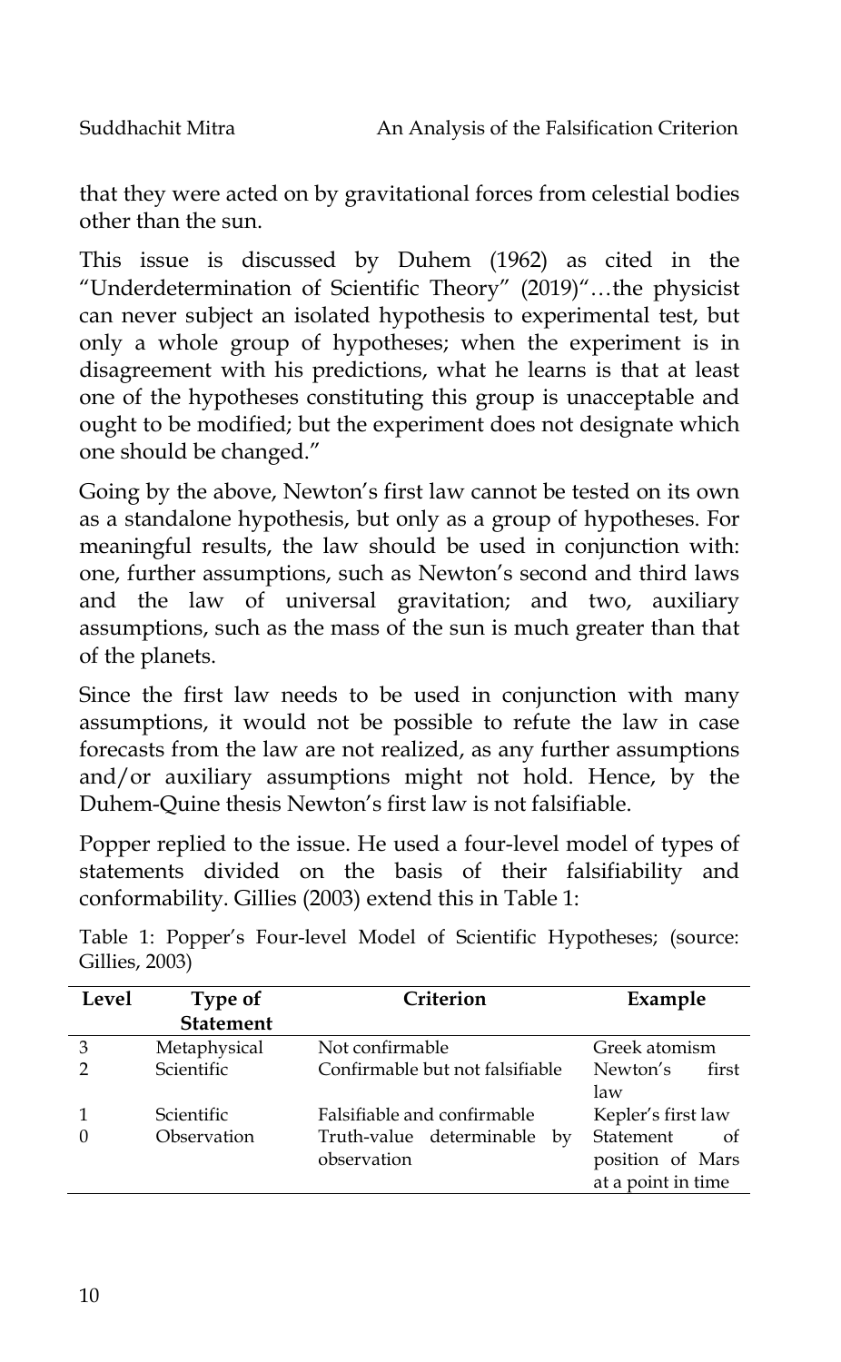that they were acted on by gravitational forces from celestial bodies other than the sun.

This issue is discussed by Duhem (1962) as cited in the "Underdetermination of Scientific Theory" (2019)"…the physicist can never subject an isolated hypothesis to experimental test, but only a whole group of hypotheses; when the experiment is in disagreement with his predictions, what he learns is that at least one of the hypotheses constituting this group is unacceptable and ought to be modified; but the experiment does not designate which one should be changed."

Going by the above, Newton's first law cannot be tested on its own as a standalone hypothesis, but only as a group of hypotheses. For meaningful results, the law should be used in conjunction with: one, further assumptions, such as Newton's second and third laws and the law of universal gravitation; and two, auxiliary assumptions, such as the mass of the sun is much greater than that of the planets.

Since the first law needs to be used in conjunction with many assumptions, it would not be possible to refute the law in case forecasts from the law are not realized, as any further assumptions and/or auxiliary assumptions might not hold. Hence, by the Duhem-Quine thesis Newton's first law is not falsifiable.

Popper replied to the issue. He used a four-level model of types of statements divided on the basis of their falsifiability and conformability. Gillies (2003) extend this in Table 1:

Table 1: Popper's Four-level Model of Scientific Hypotheses; (source: Gillies, 2003)

| Level | Type of Statement | Criterion | Example |
|---|---|---|---|
| 3 | Metaphysical | Not confirmable | Greek atomism |
| 2 | Scientific | Confirmable but not falsifiable | Newton's first law |
| 1 | Scientific | Falsifiable and confirmable | Kepler's first law |
| 0 | Observation | Truth-value determinable by observation | Statement of position of Mars at a point in time |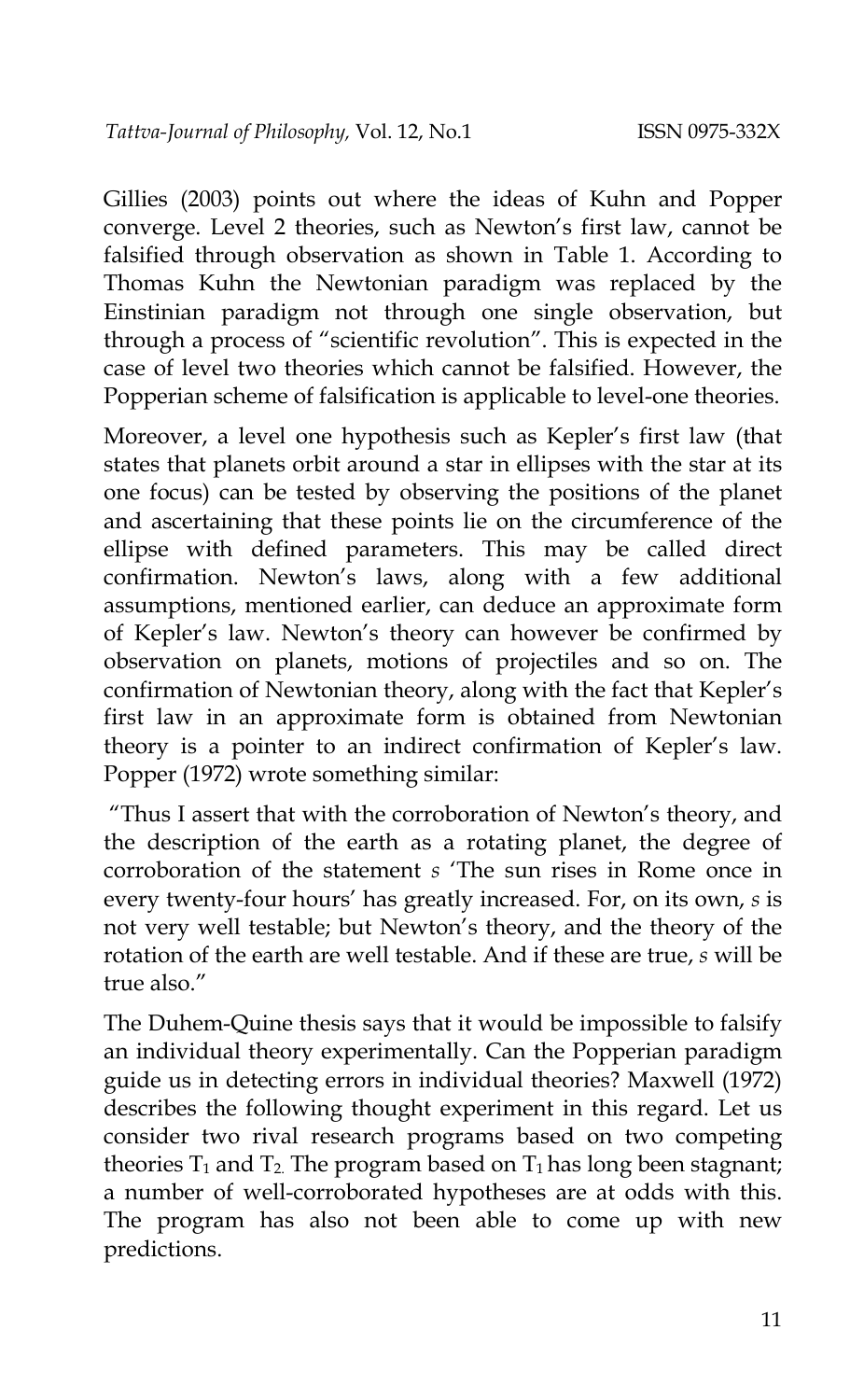Gillies (2003) points out where the ideas of Kuhn and Popper converge. Level 2 theories, such as Newton's first law, cannot be falsified through observation as shown in Table 1. According to Thomas Kuhn the Newtonian paradigm was replaced by the Einstinian paradigm not through one single observation, but through a process of "scientific revolution". This is expected in the case of level two theories which cannot be falsified. However, the Popperian scheme of falsification is applicable to level-one theories.

Moreover, a level one hypothesis such as Kepler's first law (that states that planets orbit around a star in ellipses with the star at its one focus) can be tested by observing the positions of the planet and ascertaining that these points lie on the circumference of the ellipse with defined parameters. This may be called direct confirmation. Newton's laws, along with a few additional assumptions, mentioned earlier, can deduce an approximate form of Kepler's law. Newton's theory can however be confirmed by observation on planets, motions of projectiles and so on. The confirmation of Newtonian theory, along with the fact that Kepler's first law in an approximate form is obtained from Newtonian theory is a pointer to an indirect confirmation of Kepler's law. Popper (1972) wrote something similar:

"Thus I assert that with the corroboration of Newton's theory, and the description of the earth as a rotating planet, the degree of corroboration of the statement *s* 'The sun rises in Rome once in every twenty-four hours' has greatly increased. For, on its own, *s* is not very well testable; but Newton's theory, and the theory of the rotation of the earth are well testable. And if these are true, *s* will be true also."

The Duhem-Quine thesis says that it would be impossible to falsify an individual theory experimentally. Can the Popperian paradigm guide us in detecting errors in individual theories? Maxwell (1972) describes the following thought experiment in this regard. Let us consider two rival research programs based on two competing theories $T_1$ and $T_2$. The program based on $T_1$ has long been stagnant; a number of well-corroborated hypotheses are at odds with this. The program has also not been able to come up with new predictions.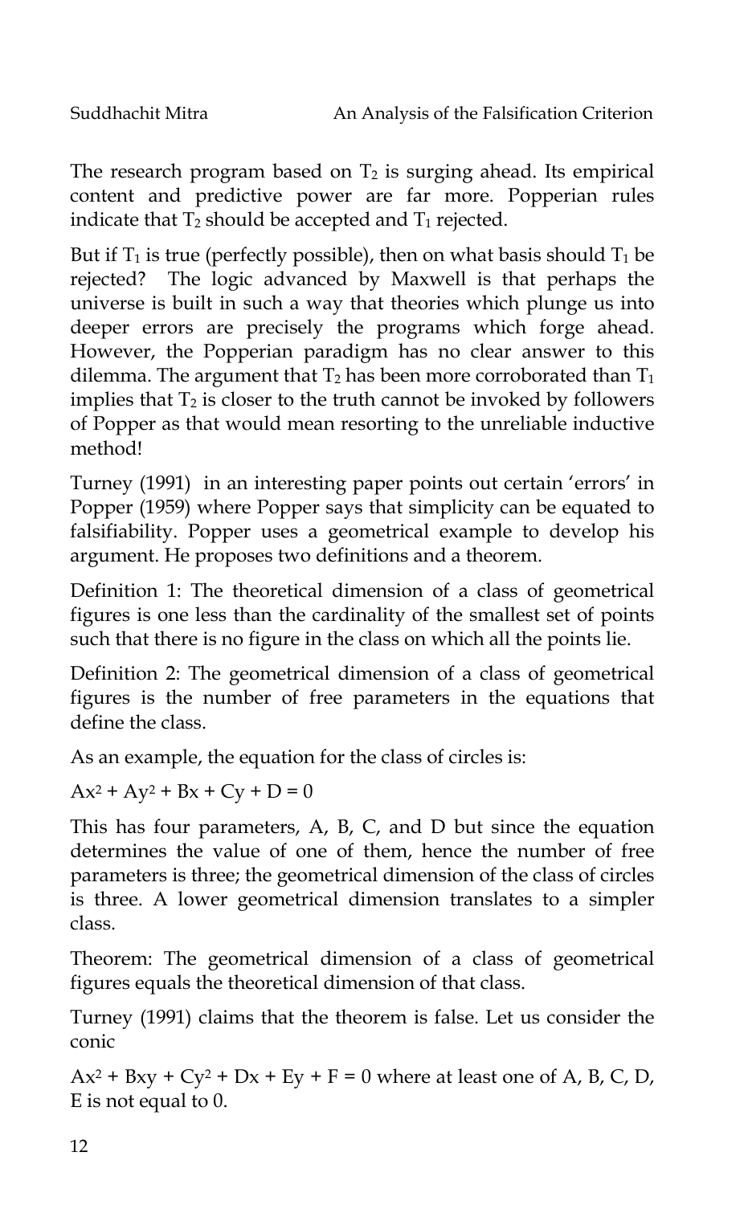The research program based on $T_2$ is surging ahead. Its empirical content and predictive power are far more. Popperian rules indicate that $T_2$ should be accepted and $T_1$ rejected.

But if $T_1$ is true (perfectly possible), then on what basis should $T_1$ be rejected? The logic advanced by Maxwell is that perhaps the universe is built in such a way that theories which plunge us into deeper errors are precisely the programs which forge ahead. However, the Popperian paradigm has no clear answer to this dilemma. The argument that $T_2$ has been more corroborated than $T_1$ implies that $T_2$ is closer to the truth cannot be invoked by followers of Popper as that would mean resorting to the unreliable inductive method!

Turney (1991) in an interesting paper points out certain 'errors' in Popper (1959) where Popper says that simplicity can be equated to falsifiability. Popper uses a geometrical example to develop his argument. He proposes two definitions and a theorem.

Definition 1: The theoretical dimension of a class of geometrical figures is one less than the cardinality of the smallest set of points such that there is no figure in the class on which all the points lie.

Definition 2: The geometrical dimension of a class of geometrical figures is the number of free parameters in the equations that define the class.

As an example, the equation for the class of circles is:

$Ax^2 + Ay^2 + Bx + Cy + D = 0$

This has four parameters, A, B, C, and D but since the equation determines the value of one of them, hence the number of free parameters is three; the geometrical dimension of the class of circles is three. A lower geometrical dimension translates to a simpler class.

Theorem: The geometrical dimension of a class of geometrical figures equals the theoretical dimension of that class.

Turney (1991) claims that the theorem is false. Let us consider the conic

$Ax^2 + Bxy + Cy^2 + Dx + Ey + F = 0$ where at least one of A, B, C, D, E is not equal to 0.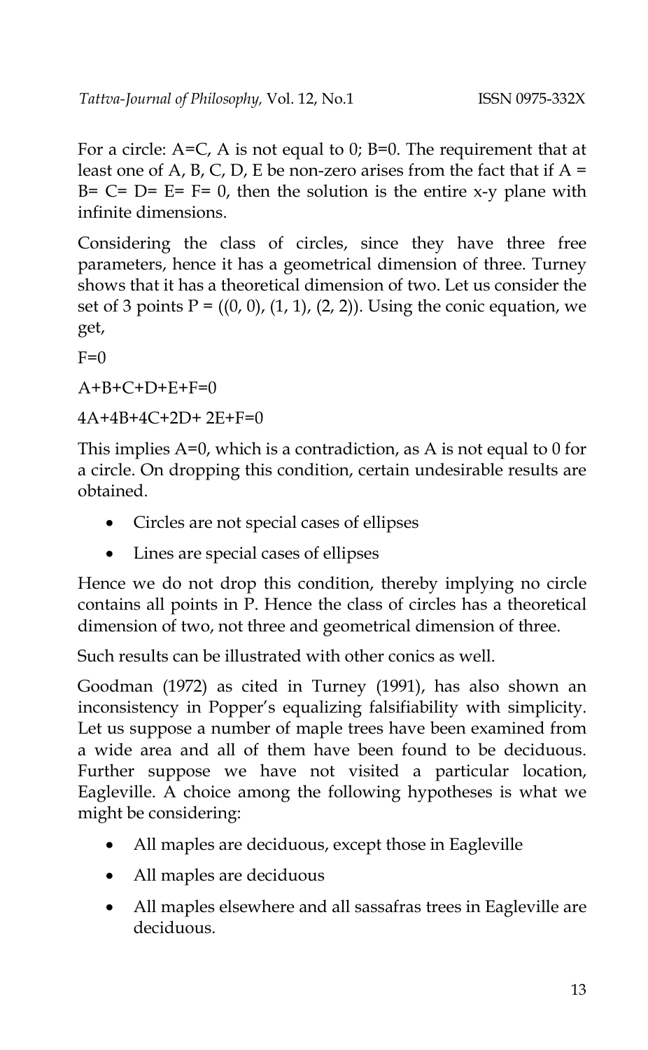For a circle: $A=C$, $A$ is not equal to 0; $B=0$. The requirement that at least one of A, B, C, D, E be non-zero arises from the fact that if $A = B = C = D = E = F = 0$, then the solution is the entire x-y plane with infinite dimensions.

Considering the class of circles, since they have three free parameters, hence it has a geometrical dimension of three. Turney shows that it has a theoretical dimension of two. Let us consider the set of 3 points $P = ((0, 0), (1, 1), (2, 2))$. Using the conic equation, we get,

$F=0$

$A+B+C+D+E+F=0$

$4A+4B+4C+2D+2E+F=0$

This implies $A=0$, which is a contradiction, as A is not equal to 0 for a circle. On dropping this condition, certain undesirable results are obtained.

- Circles are not special cases of ellipses
- Lines are special cases of ellipses

Hence we do not drop this condition, thereby implying no circle contains all points in P. Hence the class of circles has a theoretical dimension of two, not three and geometrical dimension of three.

Such results can be illustrated with other conics as well.

Goodman (1972) as cited in Turney (1991), has also shown an inconsistency in Popper's equalizing falsifiability with simplicity. Let us suppose a number of maple trees have been examined from a wide area and all of them have been found to be deciduous. Further suppose we have not visited a particular location, Eagleville. A choice among the following hypotheses is what we might be considering:

- All maples are deciduous, except those in Eagleville
- All maples are deciduous
- All maples elsewhere and all sassafras trees in Eagleville are deciduous.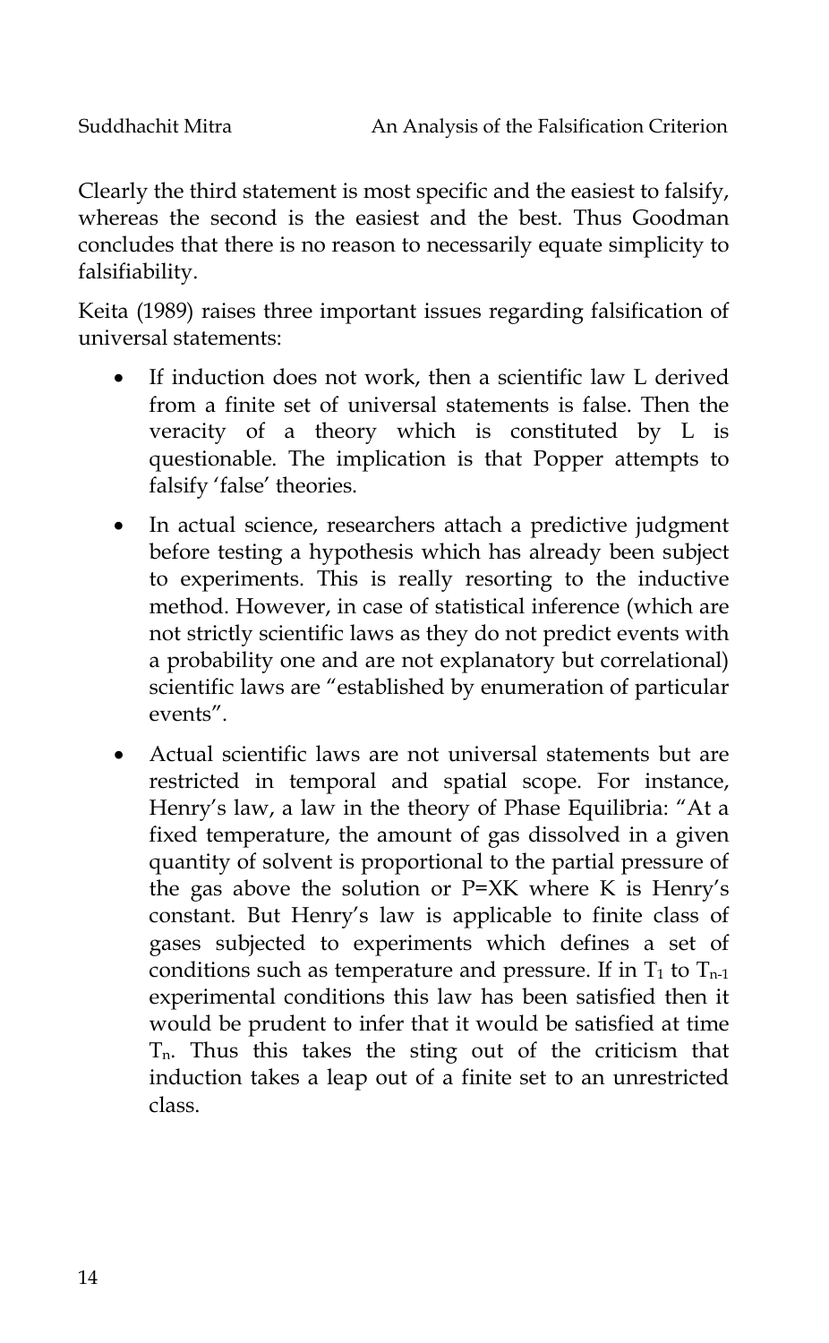Clearly the third statement is most specific and the easiest to falsify, whereas the second is the easiest and the best. Thus Goodman concludes that there is no reason to necessarily equate simplicity to falsifiability.

Keita (1989) raises three important issues regarding falsification of universal statements:

- If induction does not work, then a scientific law L derived from a finite set of universal statements is false. Then the veracity of a theory which is constituted by L is questionable. The implication is that Popper attempts to falsify 'false' theories.
- In actual science, researchers attach a predictive judgment before testing a hypothesis which has already been subject to experiments. This is really resorting to the inductive method. However, in case of statistical inference (which are not strictly scientific laws as they do not predict events with a probability one and are not explanatory but correlational) scientific laws are "established by enumeration of particular events".
- Actual scientific laws are not universal statements but are restricted in temporal and spatial scope. For instance, Henry's law, a law in the theory of Phase Equilibria: "At a fixed temperature, the amount of gas dissolved in a given quantity of solvent is proportional to the partial pressure of the gas above the solution or $P=XK$ where K is Henry's constant. But Henry's law is applicable to finite class of gases subjected to experiments which defines a set of conditions such as temperature and pressure. If in $T_1$ to $T_{n-1}$ experimental conditions this law has been satisfied then it would be prudent to infer that it would be satisfied at time $T_n$. Thus this takes the sting out of the criticism that induction takes a leap out of a finite set to an unrestricted class.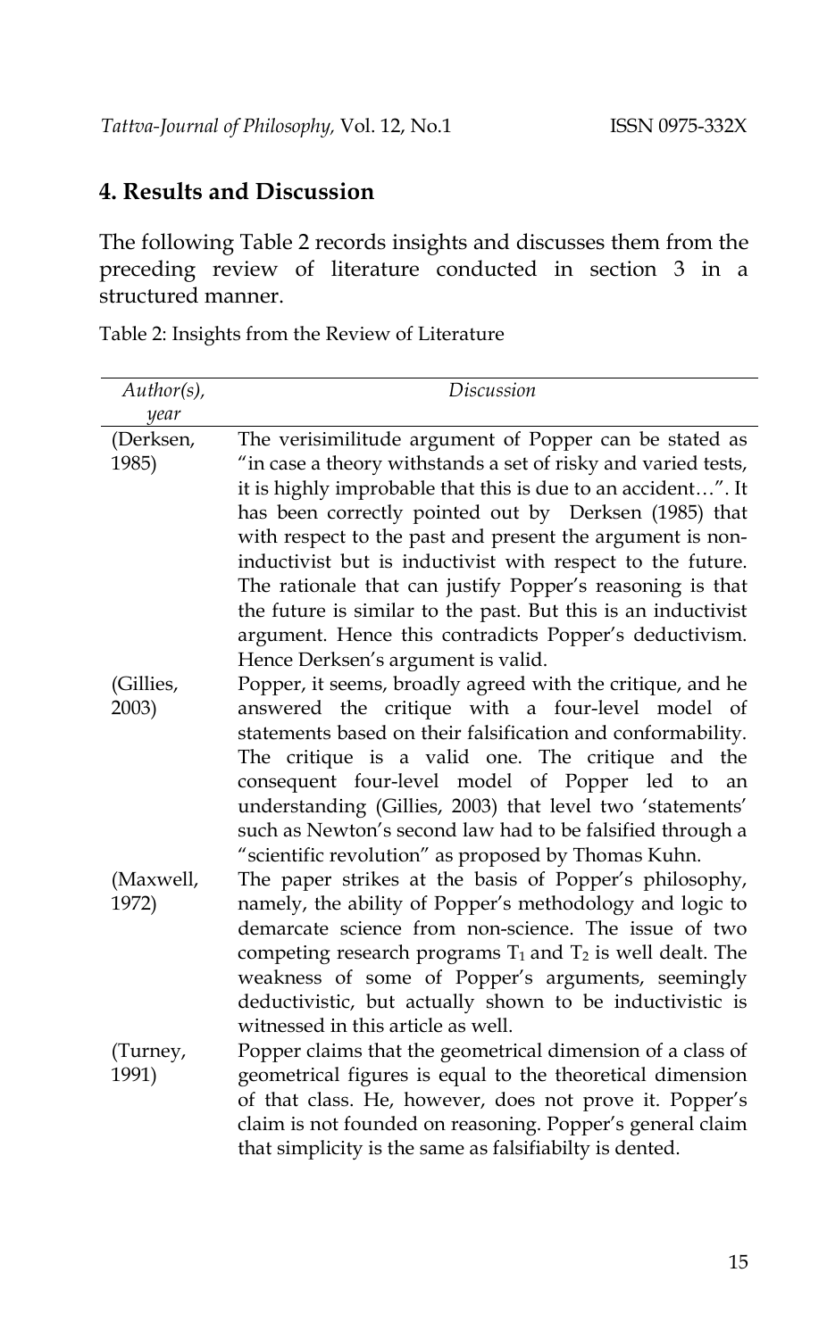## 4. Results and Discussion

The following Table 2 records insights and discusses them from the preceding review of literature conducted in section 3 in a structured manner.

Table 2: Insights from the Review of Literature

| *Author(s), year* | *Discussion* |
|---|---|
| (Derksen, 1985) | The verisimilitude argument of Popper can be stated as "in case a theory withstands a set of risky and varied tests, it is highly improbable that this is due to an accident…". It has been correctly pointed out by Derksen (1985) that with respect to the past and present the argument is non-inductivist but is inductivist with respect to the future. The rationale that can justify Popper's reasoning is that the future is similar to the past. But this is an inductivist argument. Hence this contradicts Popper's deductivism. Hence Derksen's argument is valid. |
| (Gillies, 2003) | Popper, it seems, broadly agreed with the critique, and he answered the critique with a four-level model of statements based on their falsification and conformability. The critique is a valid one. The critique and the consequent four-level model of Popper led to an understanding (Gillies, 2003) that level two 'statements' such as Newton's second law had to be falsified through a "scientific revolution" as proposed by Thomas Kuhn. |
| (Maxwell, 1972) | The paper strikes at the basis of Popper's philosophy, namely, the ability of Popper's methodology and logic to demarcate science from non-science. The issue of two competing research programs $T_1$ and $T_2$ is well dealt. The weakness of some of Popper's arguments, seemingly deductivistic, but actually shown to be inductivistic is witnessed in this article as well. |
| (Turney, 1991) | Popper claims that the geometrical dimension of a class of geometrical figures is equal to the theoretical dimension of that class. He, however, does not prove it. Popper's claim is not founded on reasoning. Popper's general claim that simplicity is the same as falsifiabilty is dented. |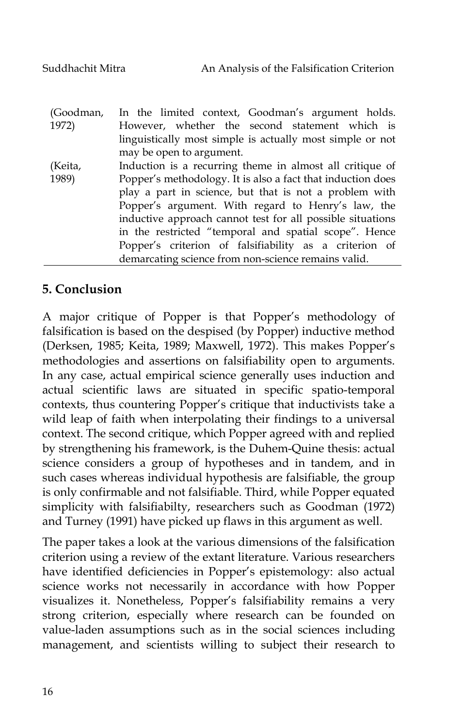| | |
|---|---|
| (Goodman, 1972) | In the limited context, Goodman's argument holds. However, whether the second statement which is linguistically most simple is actually most simple or not may be open to argument. |
| (Keita, 1989) | Induction is a recurring theme in almost all critique of Popper's methodology. It is also a fact that induction does play a part in science, but that is not a problem with Popper's argument. With regard to Henry's law, the inductive approach cannot test for all possible situations in the restricted "temporal and spatial scope". Hence Popper's criterion of falsifiability as a criterion of demarcating science from non-science remains valid. |

## 5. Conclusion

A major critique of Popper is that Popper's methodology of falsification is based on the despised (by Popper) inductive method (Derksen, 1985; Keita, 1989; Maxwell, 1972). This makes Popper's methodologies and assertions on falsifiability open to arguments. In any case, actual empirical science generally uses induction and actual scientific laws are situated in specific spatio-temporal contexts, thus countering Popper's critique that inductivists take a wild leap of faith when interpolating their findings to a universal context. The second critique, which Popper agreed with and replied by strengthening his framework, is the Duhem-Quine thesis: actual science considers a group of hypotheses and in tandem, and in such cases whereas individual hypothesis are falsifiable, the group is only confirmable and not falsifiable. Third, while Popper equated simplicity with falsifiabilty, researchers such as Goodman (1972) and Turney (1991) have picked up flaws in this argument as well.

The paper takes a look at the various dimensions of the falsification criterion using a review of the extant literature. Various researchers have identified deficiencies in Popper's epistemology: also actual science works not necessarily in accordance with how Popper visualizes it. Nonetheless, Popper's falsifiability remains a very strong criterion, especially where research can be founded on value-laden assumptions such as in the social sciences including management, and scientists willing to subject their research to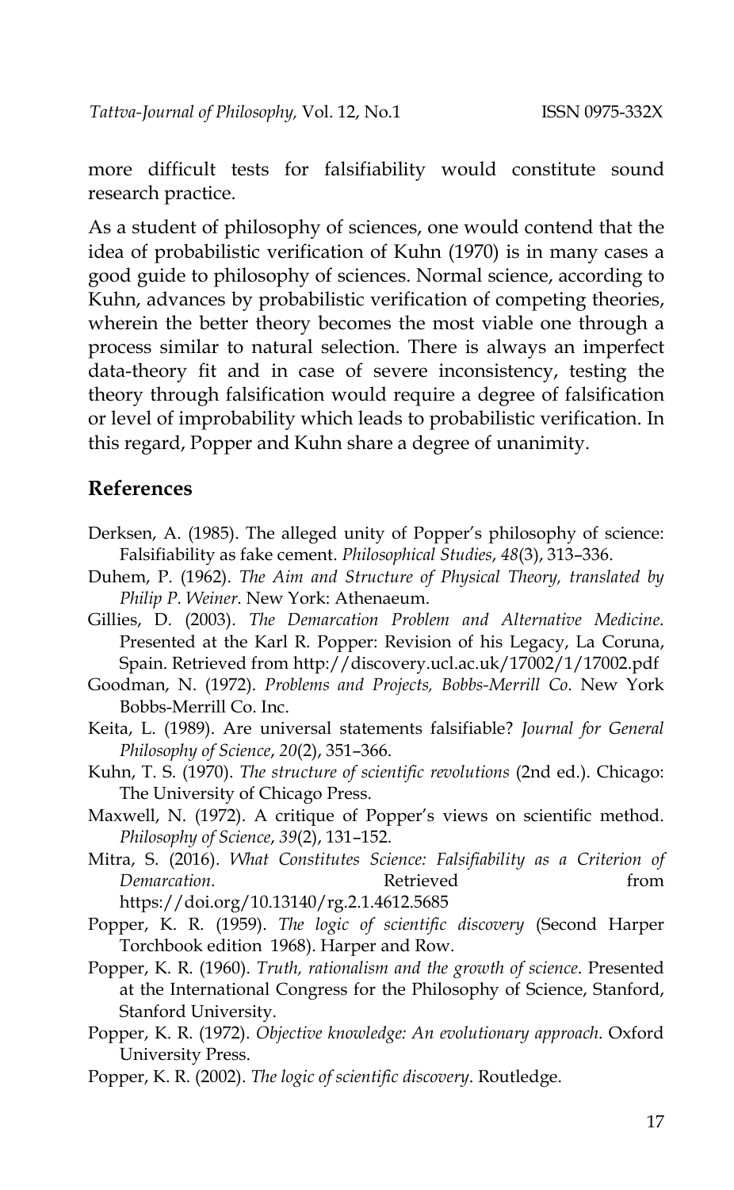more difficult tests for falsifiability would constitute sound research practice.

As a student of philosophy of sciences, one would contend that the idea of probabilistic verification of Kuhn (1970) is in many cases a good guide to philosophy of sciences. Normal science, according to Kuhn, advances by probabilistic verification of competing theories, wherein the better theory becomes the most viable one through a process similar to natural selection. There is always an imperfect data-theory fit and in case of severe inconsistency, testing the theory through falsification would require a degree of falsification or level of improbability which leads to probabilistic verification. In this regard, Popper and Kuhn share a degree of unanimity.

## References

Derksen, A. (1985). The alleged unity of Popper's philosophy of science: Falsifiability as fake cement. *Philosophical Studies*, *48*(3), 313–336.

Duhem, P. (1962). *The Aim and Structure of Physical Theory, translated by Philip P. Weiner*. New York: Athenaeum.

Gillies, D. (2003). *The Demarcation Problem and Alternative Medicine*. Presented at the Karl R. Popper: Revision of his Legacy, La Coruna, Spain. Retrieved from http://discovery.ucl.ac.uk/17002/1/17002.pdf

Goodman, N. (1972). *Problems and Projects, Bobbs-Merrill Co*. New York Bobbs-Merrill Co. Inc.

Keita, L. (1989). Are universal statements falsifiable? *Journal for General Philosophy of Science*, *20*(2), 351–366.

Kuhn, T. S. (1970). *The structure of scientific revolutions* (2nd ed.). Chicago: The University of Chicago Press.

Maxwell, N. (1972). A critique of Popper's views on scientific method. *Philosophy of Science*, *39*(2), 131–152.

Mitra, S. (2016). *What Constitutes Science: Falsifiability as a Criterion of Demarcation*. Retrieved from https://doi.org/10.13140/rg.2.1.4612.5685

Popper, K. R. (1959). *The logic of scientific discovery* (Second Harper Torchbook edition 1968). Harper and Row.

Popper, K. R. (1960). *Truth, rationalism and the growth of science*. Presented at the International Congress for the Philosophy of Science, Stanford, Stanford University.

Popper, K. R. (1972). *Objective knowledge: An evolutionary approach*. Oxford University Press.

Popper, K. R. (2002). *The logic of scientific discovery*. Routledge.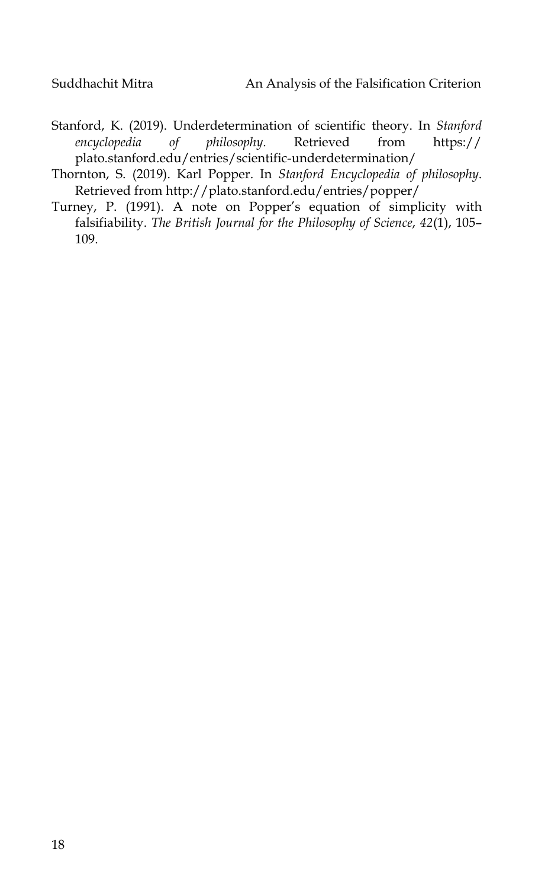Stanford, K. (2019). Underdetermination of scientific theory. In *Stanford encyclopedia of philosophy*. Retrieved from https://plato.stanford.edu/entries/scientific-underdetermination/

Thornton, S. (2019). Karl Popper. In *Stanford Encyclopedia of philosophy*. Retrieved from http://plato.stanford.edu/entries/popper/

Turney, P. (1991). A note on Popper's equation of simplicity with falsifiability. *The British Journal for the Philosophy of Science*, *42*(1), 105–109.